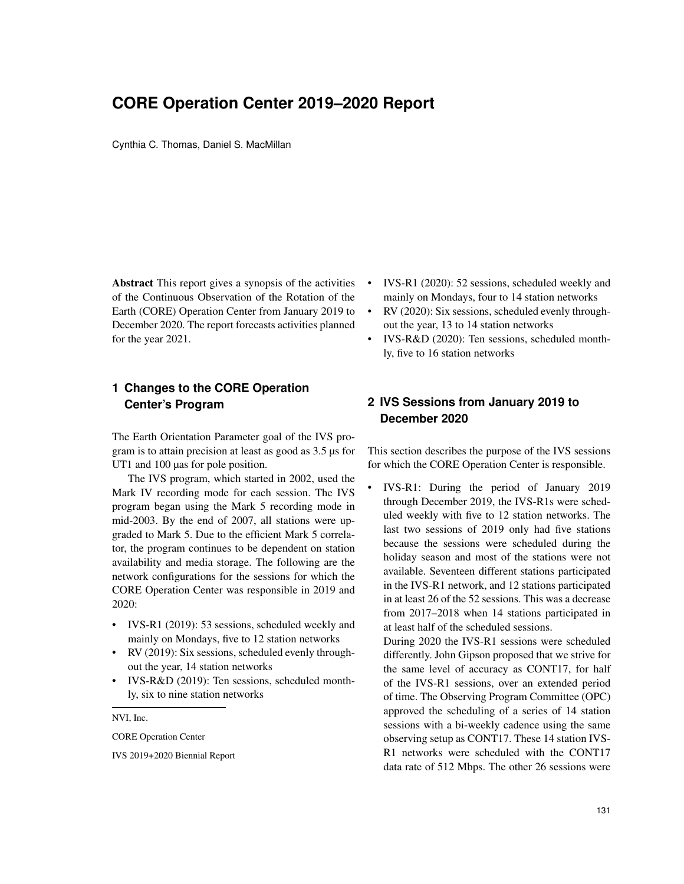# CORE Operation Center 2019–2020 Report

Cynthia C. Thomas, Daniel S. MacMillan

NVI, Inc.

CORE Operation Center

IVS 2019+2020 Biennial Report

**Abstract** This report gives a synopsis of the activities of the Continuous Observation of the Rotation of the Earth (CORE) Operation Center from January 2019 to December 2020. The report forecasts activities planned for the year 2021.

## 1 Changes to the CORE Operation Center's Program

The Earth Orientation Parameter goal of the IVS program is to attain precision at least as good as 3.5 μs for UT1 and 100 μas for pole position.

The IVS program, which started in 2002, used the Mark IV recording mode for each session. The IVS program began using the Mark 5 recording mode in mid-2003. By the end of 2007, all stations were upgraded to Mark 5. Due to the efficient Mark 5 correlator, the program continues to be dependent on station availability and media storage. The following are the network configurations for the sessions for which the CORE Operation Center was responsible in 2019 and 2020:

- IVS-R1 (2019): 53 sessions, scheduled weekly and mainly on Mondays, five to 12 station networks
- RV (2019): Six sessions, scheduled evenly throughout the year, 14 station networks
- IVS-R&D (2019): Ten sessions, scheduled monthly, six to nine station networks
- IVS-R1 (2020): 52 sessions, scheduled weekly and mainly on Mondays, four to 14 station networks
- RV (2020): Six sessions, scheduled evenly throughout the year, 13 to 14 station networks
- IVS-R&D (2020): Ten sessions, scheduled monthly, five to 16 station networks

## 2 IVS Sessions from January 2019 to December 2020

This section describes the purpose of the IVS sessions for which the CORE Operation Center is responsible.

- IVS-R1: During the period of January 2019 through December 2019, the IVS-R1s were scheduled weekly with five to 12 station networks. The last two sessions of 2019 only had five stations because the sessions were scheduled during the holiday season and most of the stations were not available. Seventeen different stations participated in the IVS-R1 network, and 12 stations participated in at least 26 of the 52 sessions. This was a decrease from 2017–2018 when 14 stations participated in at least half of the scheduled sessions.

  During 2020 the IVS-R1 sessions were scheduled differently. John Gipson proposed that we strive for the same level of accuracy as CONT17, for half of the IVS-R1 sessions, over an extended period of time. The Observing Program Committee (OPC) approved the scheduling of a series of 14 station sessions with a bi-weekly cadence using the same observing setup as CONT17. These 14 station IVS-R1 networks were scheduled with the CONT17 data rate of 512 Mbps. The other 26 sessions were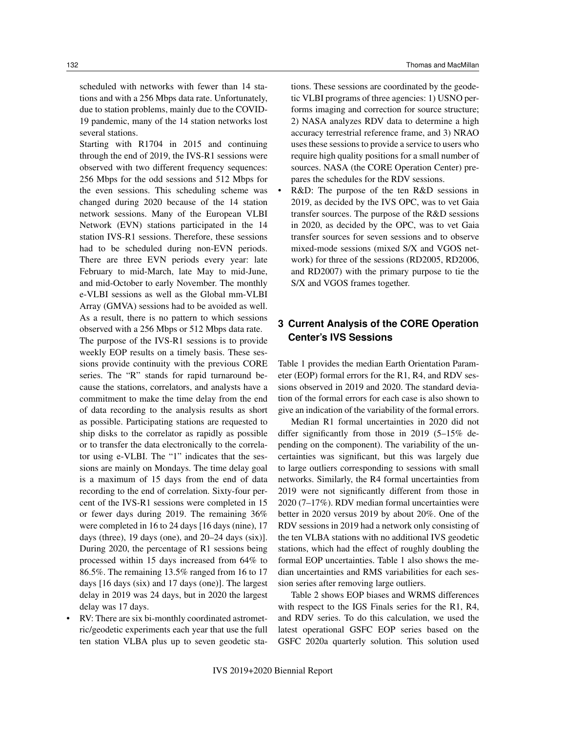scheduled with networks with fewer than 14 stations and with a 256 Mbps data rate. Unfortunately, due to station problems, mainly due to the COVID-19 pandemic, many of the 14 station networks lost several stations.

Starting with R1704 in 2015 and continuing through the end of 2019, the IVS-R1 sessions were observed with two different frequency sequences: 256 Mbps for the odd sessions and 512 Mbps for the even sessions. This scheduling scheme was changed during 2020 because of the 14 station network sessions. Many of the European VLBI Network (EVN) stations participated in the 14 station IVS-R1 sessions. Therefore, these sessions had to be scheduled during non-EVN periods. There are three EVN periods every year: late February to mid-March, late May to mid-June, and mid-October to early November. The monthly e-VLBI sessions as well as the Global mm-VLBI Array (GMVA) sessions had to be avoided as well. As a result, there is no pattern to which sessions observed with a 256 Mbps or 512 Mbps data rate.

The purpose of the IVS-R1 sessions is to provide weekly EOP results on a timely basis. These sessions provide continuity with the previous CORE series. The "R" stands for rapid turnaround because the stations, correlators, and analysts have a commitment to make the time delay from the end of data recording to the analysis results as short as possible. Participating stations are requested to ship disks to the correlator as rapidly as possible or to transfer the data electronically to the correlator using e-VLBI. The "1" indicates that the sessions are mainly on Mondays. The time delay goal is a maximum of 15 days from the end of data recording to the end of correlation. Sixty-four percent of the IVS-R1 sessions were completed in 15 or fewer days during 2019. The remaining 36% were completed in 16 to 24 days [16 days (nine), 17 days (three), 19 days (one), and 20–24 days (six)]. During 2020, the percentage of R1 sessions being processed within 15 days increased from 64% to 86.5%. The remaining 13.5% ranged from 16 to 17 days [16 days (six) and 17 days (one)]. The largest delay in 2019 was 24 days, but in 2020 the largest delay was 17 days.

- RV: There are six bi-monthly coordinated astrometric/geodetic experiments each year that use the full ten station VLBA plus up to seven geodetic stations. These sessions are coordinated by the geodetic VLBI programs of three agencies: 1) USNO performs imaging and correction for source structure; 2) NASA analyzes RDV data to determine a high accuracy terrestrial reference frame, and 3) NRAO uses these sessions to provide a service to users who require high quality positions for a small number of sources. NASA (the CORE Operation Center) prepares the schedules for the RDV sessions.
- R&D: The purpose of the ten R&D sessions in 2019, as decided by the IVS OPC, was to vet Gaia transfer sources. The purpose of the R&D sessions in 2020, as decided by the OPC, was to vet Gaia transfer sources for seven sessions and to observe mixed-mode sessions (mixed S/X and VGOS network) for three of the sessions (RD2005, RD2006, and RD2007) with the primary purpose to tie the S/X and VGOS frames together.

## 3 Current Analysis of the CORE Operation Center's IVS Sessions

Table 1 provides the median Earth Orientation Parameter (EOP) formal errors for the R1, R4, and RDV sessions observed in 2019 and 2020. The standard deviation of the formal errors for each case is also shown to give an indication of the variability of the formal errors.

Median R1 formal uncertainties in 2020 did not differ significantly from those in 2019 (5–15% depending on the component). The variability of the uncertainties was significant, but this was largely due to large outliers corresponding to sessions with small networks. Similarly, the R4 formal uncertainties from 2019 were not significantly different from those in 2020 (7–17%). RDV median formal uncertainties were better in 2020 versus 2019 by about 20%. One of the RDV sessions in 2019 had a network only consisting of the ten VLBA stations with no additional IVS geodetic stations, which had the effect of roughly doubling the formal EOP uncertainties. Table 1 also shows the median uncertainties and RMS variabilities for each session series after removing large outliers.

Table 2 shows EOP biases and WRMS differences with respect to the IGS Finals series for the R1, R4, and RDV series. To do this calculation, we used the latest operational GSFC EOP series based on the GSFC 2020a quarterly solution. This solution used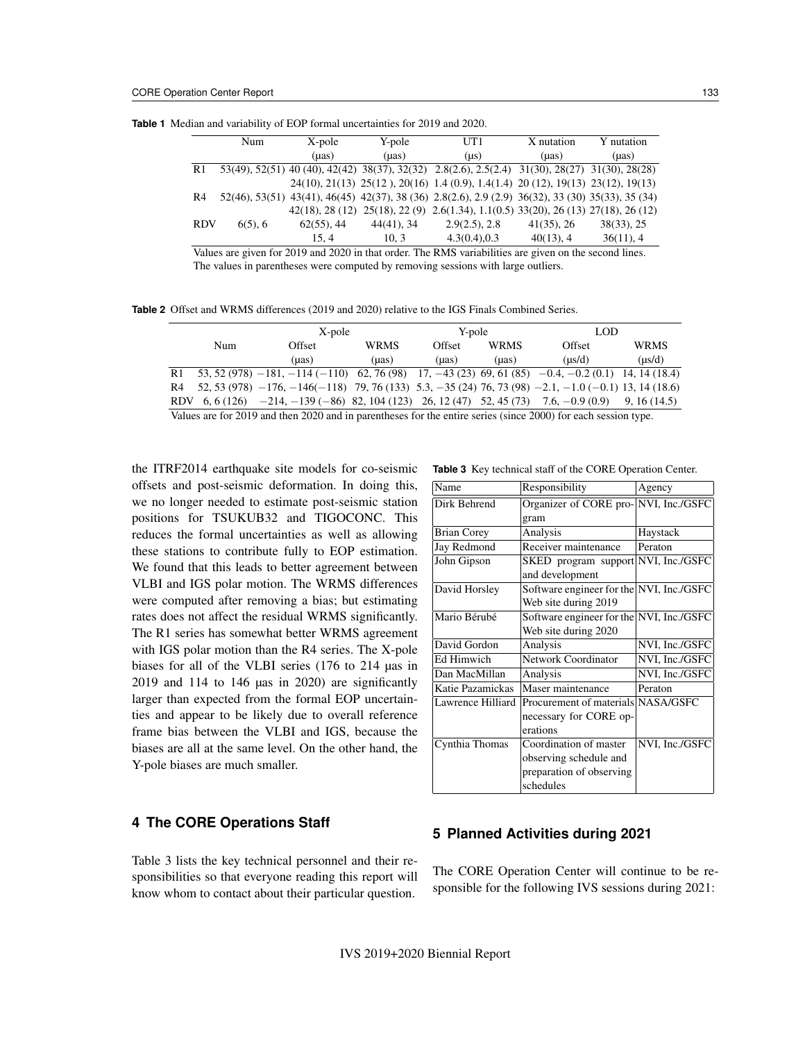**Table 1** Median and variability of EOP formal uncertainties for 2019 and 2020.

| | Num | X-pole (µas) | Y-pole (µas) | UT1 (µs) | X nutation (µas) | Y nutation (µas) |
|---|---|---|---|---|---|---|
| R1 | 53(49), 52(51) | 40 (40), 42(42) | 38(37), 32(32) | 2.8(2.6), 2.5(2.4) | 31(30), 28(27) | 31(30), 28(28) |
| | | 24(10), 21(13) | 25(12 ), 20(16) | 1.4 (0.9), 1.4(1.4) | 20 (12), 19(13) | 23(12), 19(13) |
| R4 | 52(46), 53(51) | 43(41), 46(45) | 42(37), 38 (36) | 2.8(2.6), 2.9 (2.9) | 36(32), 33 (30) | 35(33), 35 (34) |
| | | 42(18), 28 (12) | 25(18), 22 (9) | 2.6(1.34), 1.1(0.5) | 33(20), 26 (13) | 27(18), 26 (12) |
| RDV | 6(5), 6 | 62(55), 44 | 44(41), 34 | 2.9(2.5), 2.8 | 41(35), 26 | 38(33), 25 |
| | | 15, 4 | 10, 3 | 4.3(0.4),0.3 | 40(13), 4 | 36(11), 4 |

Values are given for 2019 and 2020 in that order. The RMS variabilities are given on the second lines. The values in parentheses were computed by removing sessions with large outliers.

**Table 2** Offset and WRMS differences (2019 and 2020) relative to the IGS Finals Combined Series.

| | Num | X-pole | | Y-pole | | LOD | |
|---|---|---|---|---|---|---|---|
| | | Offset (µas) | WRMS (µas) | Offset (µas) | WRMS (µas) | Offset (µs/d) | WRMS (µs/d) |
| R1 | 53, 52 (978) | −181, −114 (−110) | 62, 76 (98) | 17, −43 (23) | 69, 61 (85) | −0.4, −0.2 (0.1) | 14, 14 (18.4) |
| R4 | 52, 53 (978) | −176, −146(−118) | 79, 76 (133) | 5.3, −35 (24) | 76, 73 (98) | −2.1, −1.0 (−0.1) | 13, 14 (18.6) |
| RDV | 6, 6 (126) | −214, −139 (−86) | 82, 104 (123) | 26, 12 (47) | 52, 45 (73) | 7.6, −0.9 (0.9) | 9, 16 (14.5) |

Values are for 2019 and then 2020 and in parentheses for the entire series (since 2000) for each session type.

the ITRF2014 earthquake site models for co-seismic offsets and post-seismic deformation. In doing this, we no longer needed to estimate post-seismic station positions for TSUKUB32 and TIGOCONC. This reduces the formal uncertainties as well as allowing these stations to contribute fully to EOP estimation. We found that this leads to better agreement between VLBI and IGS polar motion. The WRMS differences were computed after removing a bias; but estimating rates does not affect the residual WRMS significantly. The R1 series has somewhat better WRMS agreement with IGS polar motion than the R4 series. The X-pole biases for all of the VLBI series (176 to 214 µas in 2019 and 114 to 146 µas in 2020) are significantly larger than expected from the formal EOP uncertainties and appear to be likely due to overall reference frame bias between the VLBI and IGS, because the biases are all at the same level. On the other hand, the Y-pole biases are much smaller.

## 4 The CORE Operations Staff

Table 3 lists the key technical personnel and their responsibilities so that everyone reading this report will know whom to contact about their particular question.

**Table 3** Key technical staff of the CORE Operation Center.

| Name | Responsibility | Agency |
|---|---|---|
| Dirk Behrend | Organizer of CORE program | NVI, Inc./GSFC |
| Brian Corey | Analysis | Haystack |
| Jay Redmond | Receiver maintenance | Peraton |
| John Gipson | SKED program support and development | NVI, Inc./GSFC |
| David Horsley | Software engineer for the Web site during 2019 | NVI, Inc./GSFC |
| Mario Bérubé | Software engineer for the Web site during 2020 | NVI, Inc./GSFC |
| David Gordon | Analysis | NVI, Inc./GSFC |
| Ed Himwich | Network Coordinator | NVI, Inc./GSFC |
| Dan MacMillan | Analysis | NVI, Inc./GSFC |
| Katie Pazamickas | Maser maintenance | Peraton |
| Lawrence Hilliard | Procurement of materials necessary for CORE operations | NASA/GSFC |
| Cynthia Thomas | Coordination of master observing schedule and preparation of observing schedules | NVI, Inc./GSFC |

## 5 Planned Activities during 2021

The CORE Operation Center will continue to be responsible for the following IVS sessions during 2021: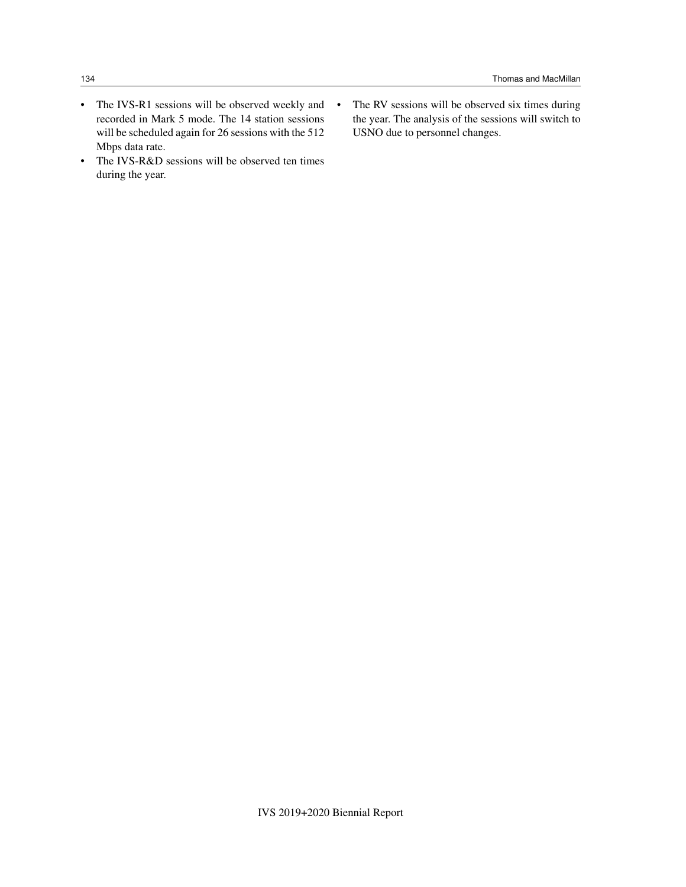- The IVS-R1 sessions will be observed weekly and recorded in Mark 5 mode. The 14 station sessions will be scheduled again for 26 sessions with the 512 Mbps data rate.
- The IVS-R&D sessions will be observed ten times during the year.
- The RV sessions will be observed six times during the year. The analysis of the sessions will switch to USNO due to personnel changes.